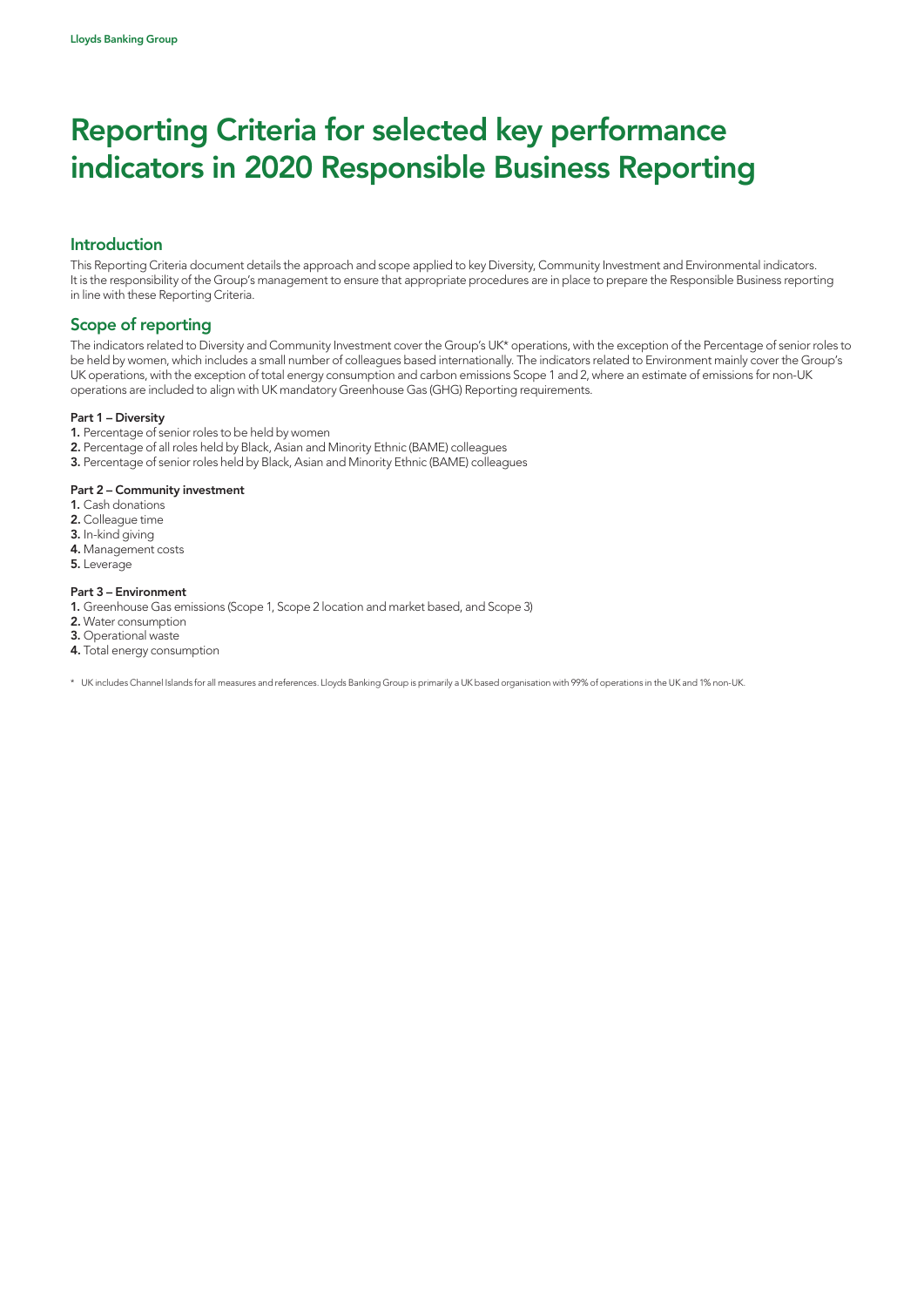# Reporting Criteria for selected key performance indicators in 2020 Responsible Business Reporting

## Introduction

This Reporting Criteria document details the approach and scope applied to key Diversity, Community Investment and Environmental indicators. It is the responsibility of the Group's management to ensure that appropriate procedures are in place to prepare the Responsible Business reporting in line with these Reporting Criteria.

## Scope of reporting

The indicators related to Diversity and Community Investment cover the Group's UK* operations, with the exception of the Percentage of senior roles to be held by women, which includes a small number of colleagues based internationally. The indicators related to Environment mainly cover the Group's UK operations, with the exception of total energy consumption and carbon emissions Scope 1 and 2, where an estimate of emissions for non-UK operations are included to align with UK mandatory Greenhouse Gas (GHG) Reporting requirements.

**Part 1 – Diversity**

1. Percentage of senior roles to be held by women
2. Percentage of all roles held by Black, Asian and Minority Ethnic (BAME) colleagues
3. Percentage of senior roles held by Black, Asian and Minority Ethnic (BAME) colleagues

**Part 2 – Community investment**

1. Cash donations
2. Colleague time
3. In-kind giving
4. Management costs
5. Leverage

**Part 3 – Environment**

1. Greenhouse Gas emissions (Scope 1, Scope 2 location and market based, and Scope 3)
2. Water consumption
3. Operational waste
4. Total energy consumption

\* UK includes Channel Islands for all measures and references. Lloyds Banking Group is primarily a UK based organisation with 99% of operations in the UK and 1% non-UK.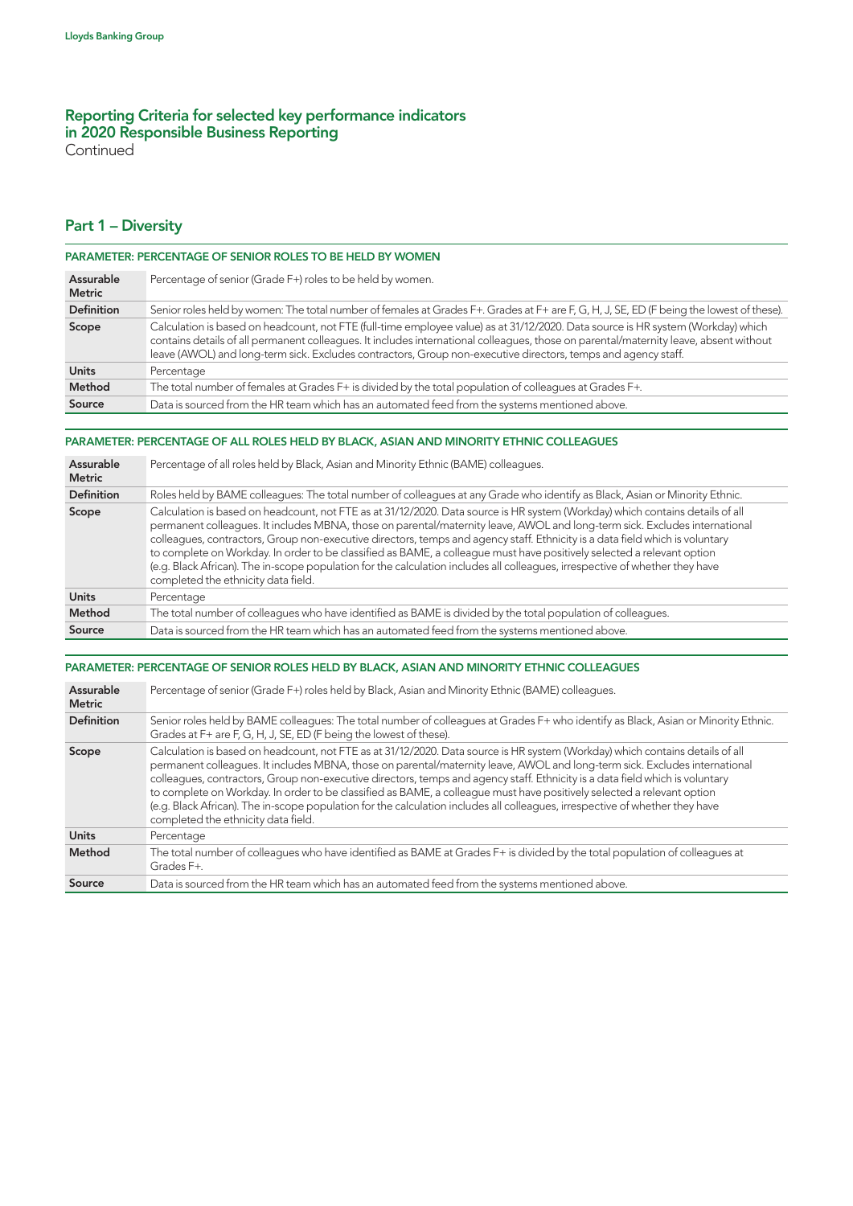# Reporting Criteria for selected key performance indicators in 2020 Responsible Business Reporting
Continued

## Part 1 – Diversity

### PARAMETER: PERCENTAGE OF SENIOR ROLES TO BE HELD BY WOMEN

| | |
|---|---|
| **Assurable Metric** | Percentage of senior (Grade F+) roles to be held by women. |
| **Definition** | Senior roles held by women: The total number of females at Grades F+. Grades at F+ are F, G, H, J, SE, ED (F being the lowest of these). |
| **Scope** | Calculation is based on headcount, not FTE (full-time employee value) as at 31/12/2020. Data source is HR system (Workday) which contains details of all permanent colleagues. It includes international colleagues, those on parental/maternity leave, absent without leave (AWOL) and long-term sick. Excludes contractors, Group non-executive directors, temps and agency staff. |
| **Units** | Percentage |
| **Method** | The total number of females at Grades F+ is divided by the total population of colleagues at Grades F+. |
| **Source** | Data is sourced from the HR team which has an automated feed from the systems mentioned above. |

### PARAMETER: PERCENTAGE OF ALL ROLES HELD BY BLACK, ASIAN AND MINORITY ETHNIC COLLEAGUES

| | |
|---|---|
| **Assurable Metric** | Percentage of all roles held by Black, Asian and Minority Ethnic (BAME) colleagues. |
| **Definition** | Roles held by BAME colleagues: The total number of colleagues at any Grade who identify as Black, Asian or Minority Ethnic. |
| **Scope** | Calculation is based on headcount, not FTE as at 31/12/2020. Data source is HR system (Workday) which contains details of all permanent colleagues. It includes MBNA, those on parental/maternity leave, AWOL and long-term sick. Excludes international colleagues, contractors, Group non-executive directors, temps and agency staff. Ethnicity is a data field which is voluntary to complete on Workday. In order to be classified as BAME, a colleague must have positively selected a relevant option (e.g. Black African). The in-scope population for the calculation includes all colleagues, irrespective of whether they have completed the ethnicity data field. |
| **Units** | Percentage |
| **Method** | The total number of colleagues who have identified as BAME is divided by the total population of colleagues. |
| **Source** | Data is sourced from the HR team which has an automated feed from the systems mentioned above. |

### PARAMETER: PERCENTAGE OF SENIOR ROLES HELD BY BLACK, ASIAN AND MINORITY ETHNIC COLLEAGUES

| | |
|---|---|
| **Assurable Metric** | Percentage of senior (Grade F+) roles held by Black, Asian and Minority Ethnic (BAME) colleagues. |
| **Definition** | Senior roles held by BAME colleagues: The total number of colleagues at Grades F+ who identify as Black, Asian or Minority Ethnic. Grades at F+ are F, G, H, J, SE, ED (F being the lowest of these). |
| **Scope** | Calculation is based on headcount, not FTE as at 31/12/2020. Data source is HR system (Workday) which contains details of all permanent colleagues. It includes MBNA, those on parental/maternity leave, AWOL and long-term sick. Excludes international colleagues, contractors, Group non-executive directors, temps and agency staff. Ethnicity is a data field which is voluntary to complete on Workday. In order to be classified as BAME, a colleague must have positively selected a relevant option (e.g. Black African). The in-scope population for the calculation includes all colleagues, irrespective of whether they have completed the ethnicity data field. |
| **Units** | Percentage |
| **Method** | The total number of colleagues who have identified as BAME at Grades F+ is divided by the total population of colleagues at Grades F+. |
| **Source** | Data is sourced from the HR team which has an automated feed from the systems mentioned above. |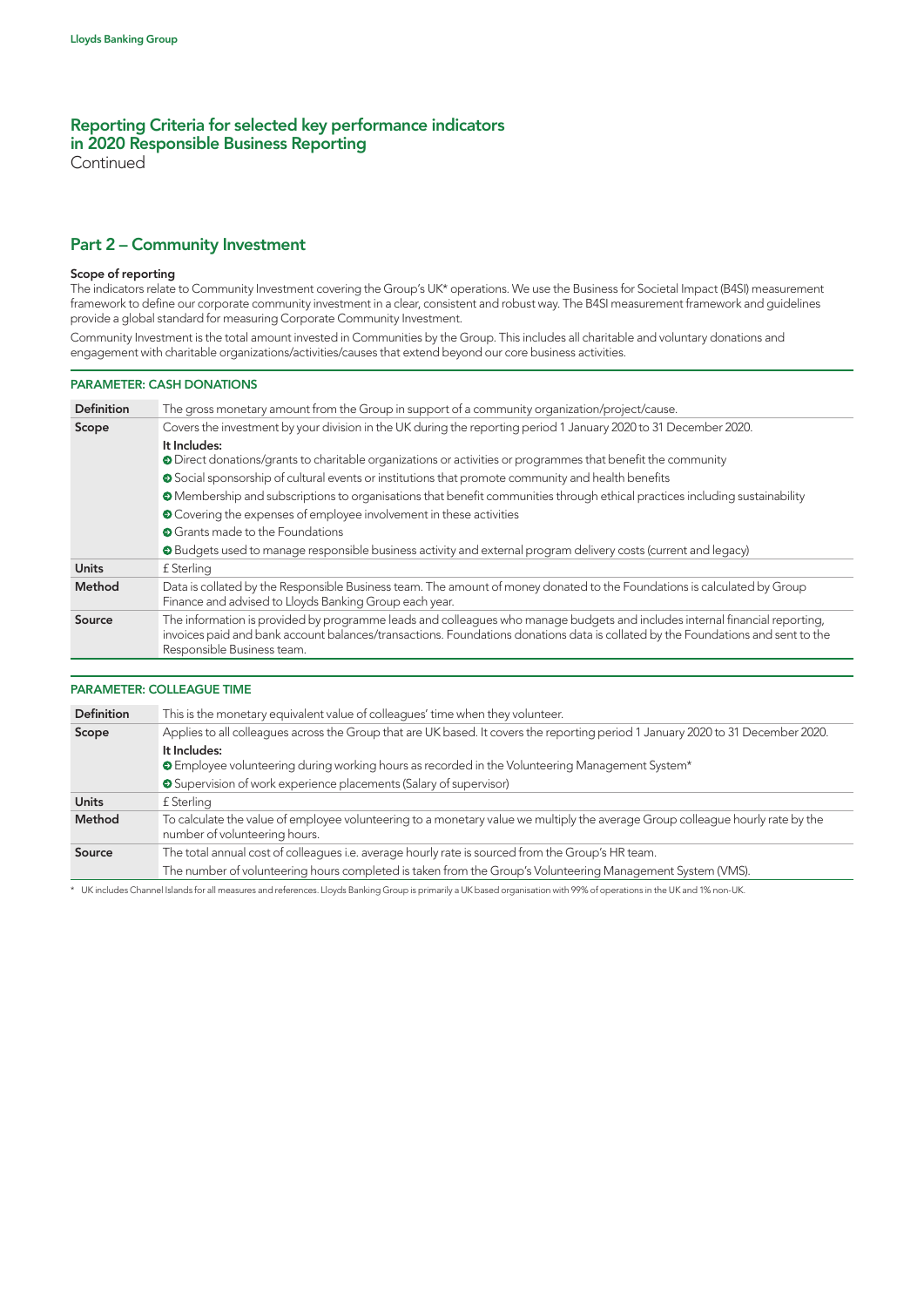## Reporting Criteria for selected key performance indicators in 2020 Responsible Business Reporting

Continued

## Part 2 – Community Investment

**Scope of reporting**

The indicators relate to Community Investment covering the Group's UK* operations. We use the Business for Societal Impact (B4SI) measurement framework to define our corporate community investment in a clear, consistent and robust way. The B4SI measurement framework and guidelines provide a global standard for measuring Corporate Community Investment.

Community Investment is the total amount invested in Communities by the Group. This includes all charitable and voluntary donations and engagement with charitable organizations/activities/causes that extend beyond our core business activities.

### PARAMETER: CASH DONATIONS

| | |
|---|---|
| **Definition** | The gross monetary amount from the Group in support of a community organization/project/cause. |
| **Scope** | Covers the investment by your division in the UK during the reporting period 1 January 2020 to 31 December 2020. **It Includes:** • Direct donations/grants to charitable organizations or activities or programmes that benefit the community • Social sponsorship of cultural events or institutions that promote community and health benefits • Membership and subscriptions to organisations that benefit communities through ethical practices including sustainability • Covering the expenses of employee involvement in these activities • Grants made to the Foundations • Budgets used to manage responsible business activity and external program delivery costs (current and legacy) |
| **Units** | £ Sterling |
| **Method** | Data is collated by the Responsible Business team. The amount of money donated to the Foundations is calculated by Group Finance and advised to Lloyds Banking Group each year. |
| **Source** | The information is provided by programme leads and colleagues who manage budgets and includes internal financial reporting, invoices paid and bank account balances/transactions. Foundations donations data is collated by the Foundations and sent to the Responsible Business team. |

### PARAMETER: COLLEAGUE TIME

| | |
|---|---|
| **Definition** | This is the monetary equivalent value of colleagues' time when they volunteer. |
| **Scope** | Applies to all colleagues across the Group that are UK based. It covers the reporting period 1 January 2020 to 31 December 2020. **It Includes:** • Employee volunteering during working hours as recorded in the Volunteering Management System* • Supervision of work experience placements (Salary of supervisor) |
| **Units** | £ Sterling |
| **Method** | To calculate the value of employee volunteering to a monetary value we multiply the average Group colleague hourly rate by the number of volunteering hours. |
| **Source** | The total annual cost of colleagues i.e. average hourly rate is sourced from the Group's HR team. The number of volunteering hours completed is taken from the Group's Volunteering Management System (VMS). |

\* UK includes Channel Islands for all measures and references. Lloyds Banking Group is primarily a UK based organisation with 99% of operations in the UK and 1% non-UK.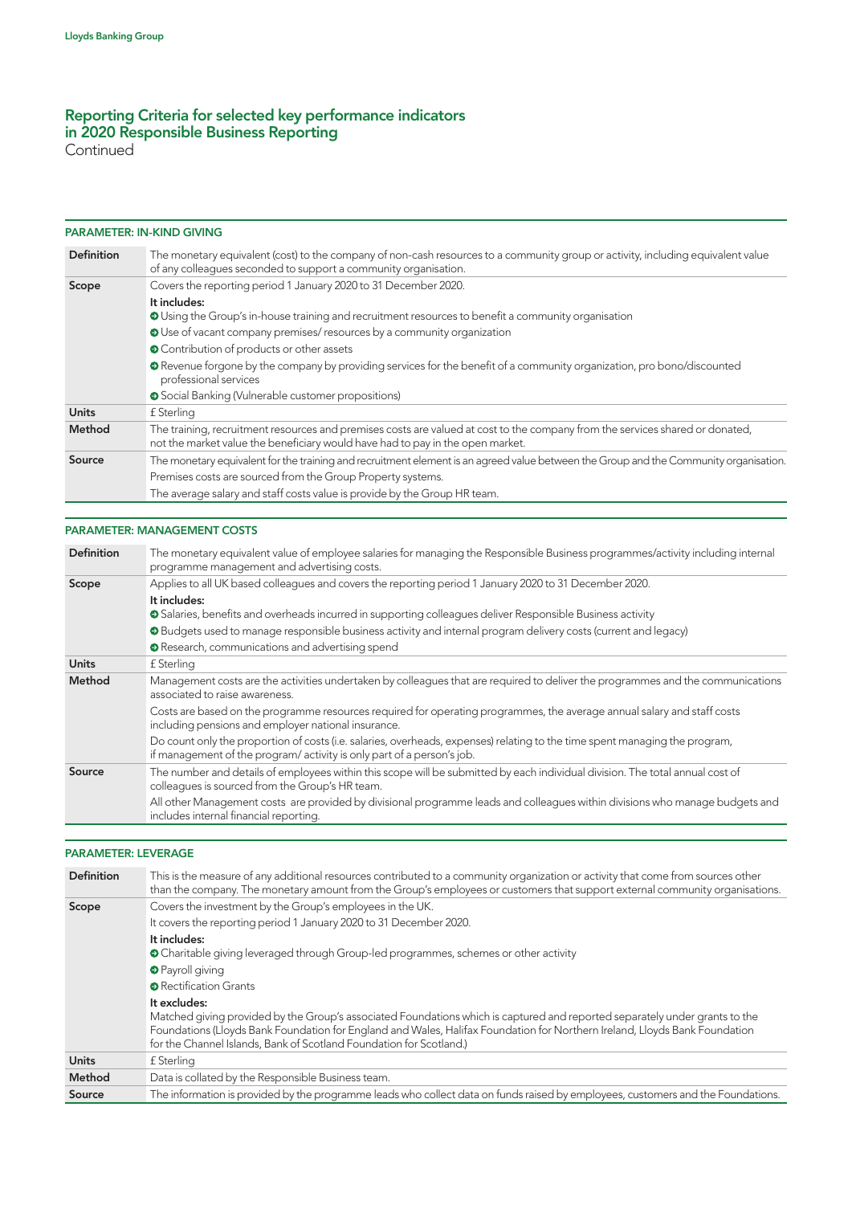# Reporting Criteria for selected key performance indicators in 2020 Responsible Business Reporting
Continued

### PARAMETER: IN-KIND GIVING

| | |
|---|---|
| **Definition** | The monetary equivalent (cost) to the company of non-cash resources to a community group or activity, including equivalent value of any colleagues seconded to support a community organisation. |
| **Scope** | Covers the reporting period 1 January 2020 to 31 December 2020.<br>**It includes:**<br>➔ Using the Group's in-house training and recruitment resources to benefit a community organisation<br>➔ Use of vacant company premises/ resources by a community organization<br>➔ Contribution of products or other assets<br>➔ Revenue forgone by the company by providing services for the benefit of a community organization, pro bono/discounted professional services<br>➔ Social Banking (Vulnerable customer propositions) |
| **Units** | £ Sterling |
| **Method** | The training, recruitment resources and premises costs are valued at cost to the company from the services shared or donated, not the market value the beneficiary would have had to pay in the open market. |
| **Source** | The monetary equivalent for the training and recruitment element is an agreed value between the Group and the Community organisation.<br>Premises costs are sourced from the Group Property systems.<br>The average salary and staff costs value is provide by the Group HR team. |

### PARAMETER: MANAGEMENT COSTS

| | |
|---|---|
| **Definition** | The monetary equivalent value of employee salaries for managing the Responsible Business programmes/activity including internal programme management and advertising costs. |
| **Scope** | Applies to all UK based colleagues and covers the reporting period 1 January 2020 to 31 December 2020.<br>**It includes:**<br>➔ Salaries, benefits and overheads incurred in supporting colleagues deliver Responsible Business activity<br>➔ Budgets used to manage responsible business activity and internal program delivery costs (current and legacy)<br>➔ Research, communications and advertising spend |
| **Units** | £ Sterling |
| **Method** | Management costs are the activities undertaken by colleagues that are required to deliver the programmes and the communications associated to raise awareness.<br>Costs are based on the programme resources required for operating programmes, the average annual salary and staff costs including pensions and employer national insurance.<br>Do count only the proportion of costs (i.e. salaries, overheads, expenses) relating to the time spent managing the program, if management of the program/ activity is only part of a person's job. |
| **Source** | The number and details of employees within this scope will be submitted by each individual division. The total annual cost of colleagues is sourced from the Group's HR team.<br>All other Management costs are provided by divisional programme leads and colleagues within divisions who manage budgets and includes internal financial reporting. |

### PARAMETER: LEVERAGE

| | |
|---|---|
| **Definition** | This is the measure of any additional resources contributed to a community organization or activity that come from sources other than the company. The monetary amount from the Group's employees or customers that support external community organisations. |
| **Scope** | Covers the investment by the Group's employees in the UK.<br>It covers the reporting period 1 January 2020 to 31 December 2020.<br>**It includes:**<br>➔ Charitable giving leveraged through Group-led programmes, schemes or other activity<br>➔ Payroll giving<br>➔ Rectification Grants<br>**It excludes:**<br>Matched giving provided by the Group's associated Foundations which is captured and reported separately under grants to the Foundations (Lloyds Bank Foundation for England and Wales, Halifax Foundation for Northern Ireland, Lloyds Bank Foundation for the Channel Islands, Bank of Scotland Foundation for Scotland.) |
| **Units** | £ Sterling |
| **Method** | Data is collated by the Responsible Business team. |
| **Source** | The information is provided by the programme leads who collect data on funds raised by employees, customers and the Foundations. |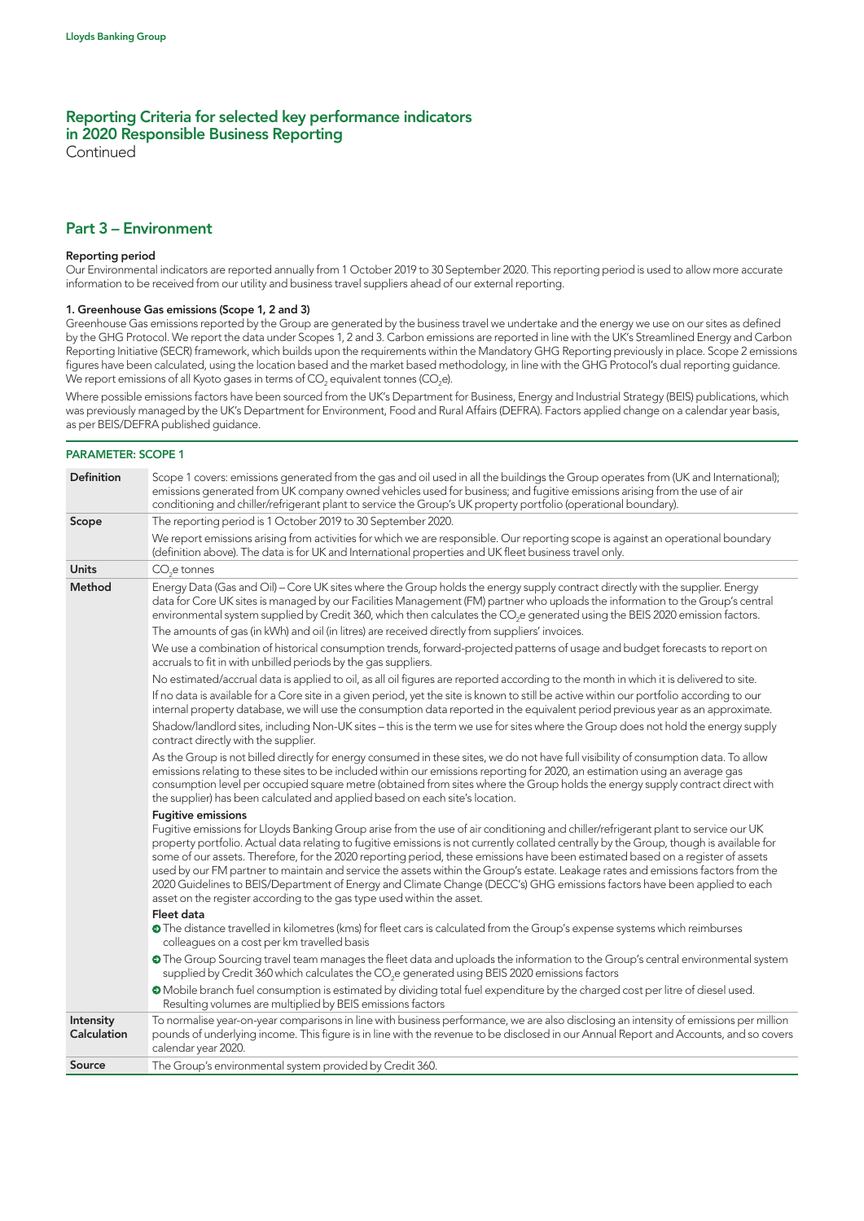# Reporting Criteria for selected key performance indicators in 2020 Responsible Business Reporting

Continued

## Part 3 – Environment

**Reporting period**

Our Environmental indicators are reported annually from 1 October 2019 to 30 September 2020. This reporting period is used to allow more accurate information to be received from our utility and business travel suppliers ahead of our external reporting.

**1. Greenhouse Gas emissions (Scope 1, 2 and 3)**

Greenhouse Gas emissions reported by the Group are generated by the business travel we undertake and the energy we use on our sites as defined by the GHG Protocol. We report the data under Scopes 1, 2 and 3. Carbon emissions are reported in line with the UK's Streamlined Energy and Carbon Reporting Initiative (SECR) framework, which builds upon the requirements within the Mandatory GHG Reporting previously in place. Scope 2 emissions figures have been calculated, using the location based and the market based methodology, in line with the GHG Protocol's dual reporting guidance. We report emissions of all Kyoto gases in terms of $CO_2$ equivalent tonnes ($CO_2e$).

Where possible emissions factors have been sourced from the UK's Department for Business, Energy and Industrial Strategy (BEIS) publications, which was previously managed by the UK's Department for Environment, Food and Rural Affairs (DEFRA). Factors applied change on a calendar year basis, as per BEIS/DEFRA published guidance.

**PARAMETER: SCOPE 1**

| | |
|---|---|
| **Definition** | Scope 1 covers: emissions generated from the gas and oil used in all the buildings the Group operates from (UK and International); emissions generated from UK company owned vehicles used for business; and fugitive emissions arising from the use of air conditioning and chiller/refrigerant plant to service the Group's UK property portfolio (operational boundary). |
| **Scope** | The reporting period is 1 October 2019 to 30 September 2020.<br><br>We report emissions arising from activities for which we are responsible. Our reporting scope is against an operational boundary (definition above). The data is for UK and International properties and UK fleet business travel only. |
| **Units** | $CO_2e$ tonnes |
| **Method** | Energy Data (Gas and Oil) – Core UK sites where the Group holds the energy supply contract directly with the supplier. Energy data for Core UK sites is managed by our Facilities Management (FM) partner who uploads the information to the Group's central environmental system supplied by Credit 360, which then calculates the $CO_2e$ generated using the BEIS 2020 emission factors.<br><br>The amounts of gas (in kWh) and oil (in litres) are received directly from suppliers' invoices.<br><br>We use a combination of historical consumption trends, forward-projected patterns of usage and budget forecasts to report on accruals to fit in with unbilled periods by the gas suppliers.<br><br>No estimated/accrual data is applied to oil, as all oil figures are reported according to the month in which it is delivered to site.<br><br>If no data is available for a Core site in a given period, yet the site is known to still be active within our portfolio according to our internal property database, we will use the consumption data reported in the equivalent period previous year as an approximate.<br><br>Shadow/landlord sites, including Non-UK sites – this is the term we use for sites where the Group does not hold the energy supply contract directly with the supplier.<br><br>As the Group is not billed directly for energy consumed in these sites, we do not have full visibility of consumption data. To allow emissions relating to these sites to be included within our emissions reporting for 2020, an estimation using an average gas consumption level per occupied square metre (obtained from sites where the Group holds the energy supply contract direct with the supplier) has been calculated and applied based on each site's location.<br><br>**Fugitive emissions**<br>Fugitive emissions for Lloyds Banking Group arise from the use of air conditioning and chiller/refrigerant plant to service our UK property portfolio. Actual data relating to fugitive emissions is not currently collated centrally by the Group, though is available for some of our assets. Therefore, for the 2020 reporting period, these emissions have been estimated based on a register of assets used by our FM partner to maintain and service the assets within the Group's estate. Leakage rates and emissions factors from the 2020 Guidelines to BEIS/Department of Energy and Climate Change (DECC's) GHG emissions factors have been applied to each asset on the register according to the gas type used within the asset.<br><br>**Fleet data**<br>• The distance travelled in kilometres (kms) for fleet cars is calculated from the Group's expense systems which reimburses colleagues on a cost per km travelled basis<br>• The Group Sourcing travel team manages the fleet data and uploads the information to the Group's central environmental system supplied by Credit 360 which calculates the $CO_2e$ generated using BEIS 2020 emissions factors<br>• Mobile branch fuel consumption is estimated by dividing total fuel expenditure by the charged cost per litre of diesel used. Resulting volumes are multiplied by BEIS emissions factors |
| **Intensity Calculation** | To normalise year-on-year comparisons in line with business performance, we are also disclosing an intensity of emissions per million pounds of underlying income. This figure is in line with the revenue to be disclosed in our Annual Report and Accounts, and so covers calendar year 2020. |
| **Source** | The Group's environmental system provided by Credit 360. |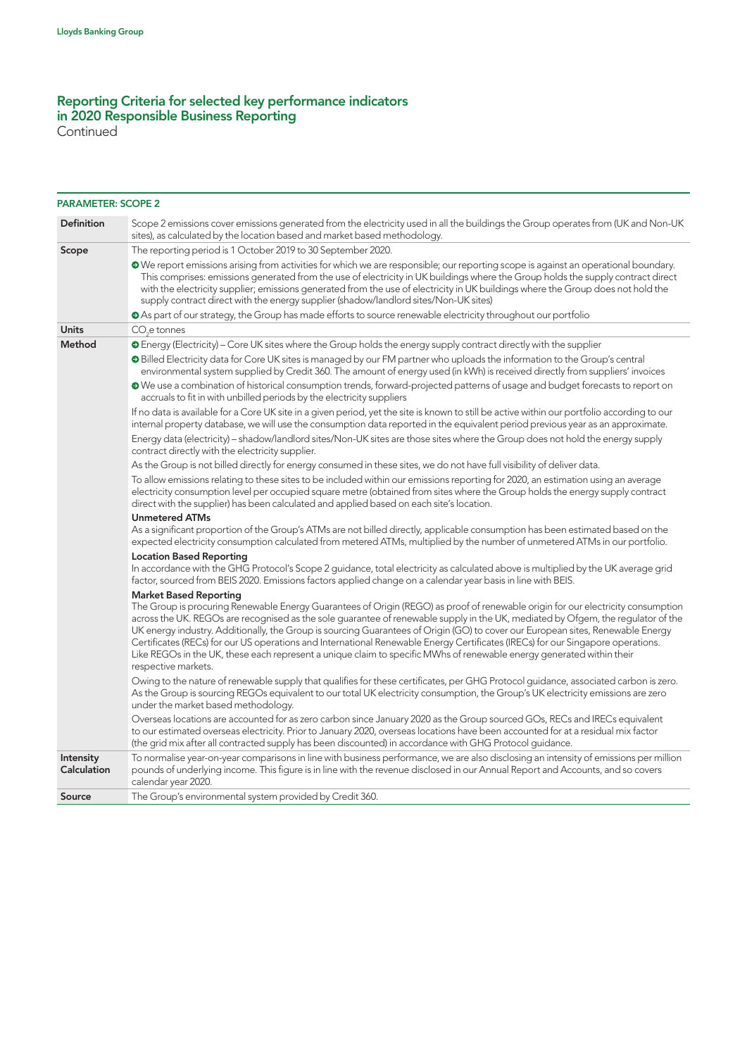## Reporting Criteria for selected key performance indicators in 2020 Responsible Business Reporting

Continued

### PARAMETER: SCOPE 2

| | |
|---|---|
| **Definition** | Scope 2 emissions cover emissions generated from the electricity used in all the buildings the Group operates from (UK and Non-UK sites), as calculated by the location based and market based methodology. |
| **Scope** | The reporting period is 1 October 2019 to 30 September 2020.<br>• We report emissions arising from activities for which we are responsible; our reporting scope is against an operational boundary. This comprises: emissions generated from the use of electricity in UK buildings where the Group holds the supply contract direct with the electricity supplier; emissions generated from the use of electricity in UK buildings where the Group does not hold the supply contract direct with the energy supplier (shadow/landlord sites/Non-UK sites)<br>• As part of our strategy, the Group has made efforts to source renewable electricity throughout our portfolio |
| **Units** | $CO_2e$ tonnes |
| **Method** | • Energy (Electricity) – Core UK sites where the Group holds the energy supply contract directly with the supplier<br>• Billed Electricity data for Core UK sites is managed by our FM partner who uploads the information to the Group's central environmental system supplied by Credit 360. The amount of energy used (in kWh) is received directly from suppliers' invoices<br>• We use a combination of historical consumption trends, forward-projected patterns of usage and budget forecasts to report on accruals to fit in with unbilled periods by the electricity suppliers<br>If no data is available for a Core UK site in a given period, yet the site is known to still be active within our portfolio according to our internal property database, we will use the consumption data reported in the equivalent period previous year as an approximate.<br>Energy data (electricity) – shadow/landlord sites/Non-UK sites are those sites where the Group does not hold the energy supply contract directly with the electricity supplier.<br>As the Group is not billed directly for energy consumed in these sites, we do not have full visibility of deliver data.<br>To allow emissions relating to these sites to be included within our emissions reporting for 2020, an estimation using an average electricity consumption level per occupied square metre (obtained from sites where the Group holds the energy supply contract direct with the supplier) has been calculated and applied based on each site's location.<br>**Unmetered ATMs**<br>As a significant proportion of the Group's ATMs are not billed directly, applicable consumption has been estimated based on the expected electricity consumption calculated from metered ATMs, multiplied by the number of unmetered ATMs in our portfolio.<br>**Location Based Reporting**<br>In accordance with the GHG Protocol's Scope 2 guidance, total electricity as calculated above is multiplied by the UK average grid factor, sourced from BEIS 2020. Emissions factors applied change on a calendar year basis in line with BEIS.<br>**Market Based Reporting**<br>The Group is procuring Renewable Energy Guarantees of Origin (REGO) as proof of renewable origin for our electricity consumption across the UK. REGOs are recognised as the sole guarantee of renewable supply in the UK, mediated by Ofgem, the regulator of the UK energy industry. Additionally, the Group is sourcing Guarantees of Origin (GO) to cover our European sites, Renewable Energy Certificates (RECs) for our US operations and International Renewable Energy Certificates (IRECs) for our Singapore operations. Like REGOs in the UK, these each represent a unique claim to specific MWhs of renewable energy generated within their respective markets.<br>Owing to the nature of renewable supply that qualifies for these certificates, per GHG Protocol guidance, associated carbon is zero. As the Group is sourcing REGOs equivalent to our total UK electricity consumption, the Group's UK electricity emissions are zero under the market based methodology.<br>Overseas locations are accounted for as zero carbon since January 2020 as the Group sourced GOs, RECs and IRECs equivalent to our estimated overseas electricity. Prior to January 2020, overseas locations have been accounted for at a residual mix factor (the grid mix after all contracted supply has been discounted) in accordance with GHG Protocol guidance. |
| **Intensity Calculation** | To normalise year-on-year comparisons in line with business performance, we are also disclosing an intensity of emissions per million pounds of underlying income. This figure is in line with the revenue disclosed in our Annual Report and Accounts, and so covers calendar year 2020. |
| **Source** | The Group's environmental system provided by Credit 360. |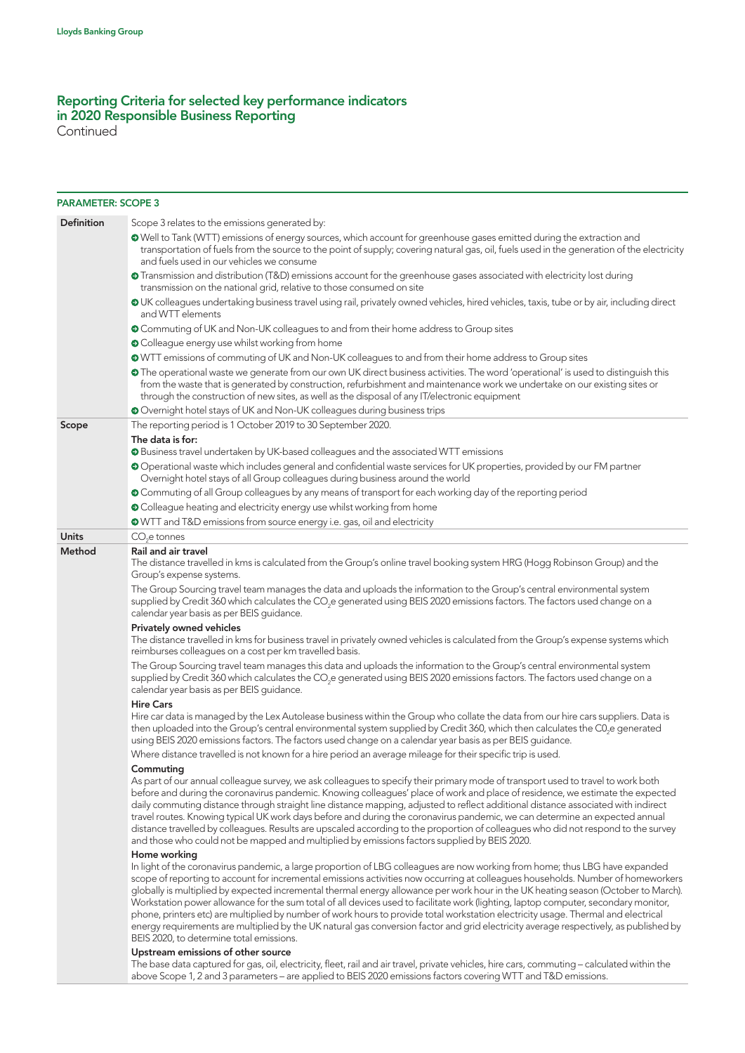# Reporting Criteria for selected key performance indicators in 2020 Responsible Business Reporting
Continued

## PARAMETER: SCOPE 3

| | |
|---|---|
| **Definition** | Scope 3 relates to the emissions generated by:<br>• Well to Tank (WTT) emissions of energy sources, which account for greenhouse gases emitted during the extraction and transportation of fuels from the source to the point of supply; covering natural gas, oil, fuels used in the generation of the electricity and fuels used in our vehicles we consume<br>• Transmission and distribution (T&D) emissions account for the greenhouse gases associated with electricity lost during transmission on the national grid, relative to those consumed on site<br>• UK colleagues undertaking business travel using rail, privately owned vehicles, hired vehicles, taxis, tube or by air, including direct and WTT elements<br>• Commuting of UK and Non-UK colleagues to and from their home address to Group sites<br>• Colleague energy use whilst working from home<br>• WTT emissions of commuting of UK and Non-UK colleagues to and from their home address to Group sites<br>• The operational waste we generate from our own UK direct business activities. The word 'operational' is used to distinguish this from the waste that is generated by construction, refurbishment and maintenance work we undertake on our existing sites or through the construction of new sites, as well as the disposal of any IT/electronic equipment<br>• Overnight hotel stays of UK and Non-UK colleagues during business trips |
| **Scope** | The reporting period is 1 October 2019 to 30 September 2020.<br>**The data is for:**<br>• Business travel undertaken by UK-based colleagues and the associated WTT emissions<br>• Operational waste which includes general and confidential waste services for UK properties, provided by our FM partner Overnight hotel stays of all Group colleagues during business around the world<br>• Commuting of all Group colleagues by any means of transport for each working day of the reporting period<br>• Colleague heating and electricity energy use whilst working from home<br>• WTT and T&D emissions from source energy i.e. gas, oil and electricity |
| **Units** | $CO_2e$ tonnes |
| **Method** | **Rail and air travel**<br>The distance travelled in kms is calculated from the Group's online travel booking system HRG (Hogg Robinson Group) and the Group's expense systems.<br>The Group Sourcing travel team manages the data and uploads the information to the Group's central environmental system supplied by Credit 360 which calculates the $CO_2e$ generated using BEIS 2020 emissions factors. The factors used change on a calendar year basis as per BEIS guidance.<br>**Privately owned vehicles**<br>The distance travelled in kms for business travel in privately owned vehicles is calculated from the Group's expense systems which reimburses colleagues on a cost per km travelled basis.<br>The Group Sourcing travel team manages this data and uploads the information to the Group's central environmental system supplied by Credit 360 which calculates the $CO_2e$ generated using BEIS 2020 emissions factors. The factors used change on a calendar year basis as per BEIS guidance.<br>**Hire Cars**<br>Hire car data is managed by the Lex Autolease business within the Group who collate the data from our hire cars suppliers. Data is then uploaded into the Group's central environmental system supplied by Credit 360, which then calculates the $C0_2e$ generated using BEIS 2020 emissions factors. The factors used change on a calendar year basis as per BEIS guidance.<br>Where distance travelled is not known for a hire period an average mileage for their specific trip is used.<br>**Commuting**<br>As part of our annual colleague survey, we ask colleagues to specify their primary mode of transport used to travel to work both before and during the coronavirus pandemic. Knowing colleagues' place of work and place of residence, we estimate the expected daily commuting distance through straight line distance mapping, adjusted to reflect additional distance associated with indirect travel routes. Knowing typical UK work days before and during the coronavirus pandemic, we can determine an expected annual distance travelled by colleagues. Results are upscaled according to the proportion of colleagues who did not respond to the survey and those who could not be mapped and multiplied by emissions factors supplied by BEIS 2020.<br>**Home working**<br>In light of the coronavirus pandemic, a large proportion of LBG colleagues are now working from home; thus LBG have expanded scope of reporting to account for incremental emissions activities now occurring at colleagues households. Number of homeworkers globally is multiplied by expected incremental thermal energy allowance per work hour in the UK heating season (October to March). Workstation power allowance for the sum total of all devices used to facilitate work (lighting, laptop computer, secondary monitor, phone, printers etc) are multiplied by number of work hours to provide total workstation electricity usage. Thermal and electrical energy requirements are multiplied by the UK natural gas conversion factor and grid electricity average respectively, as published by BEIS 2020, to determine total emissions.<br>**Upstream emissions of other source**<br>The base data captured for gas, oil, electricity, fleet, rail and air travel, private vehicles, hire cars, commuting – calculated within the above Scope 1, 2 and 3 parameters – are applied to BEIS 2020 emissions factors covering WTT and T&D emissions. |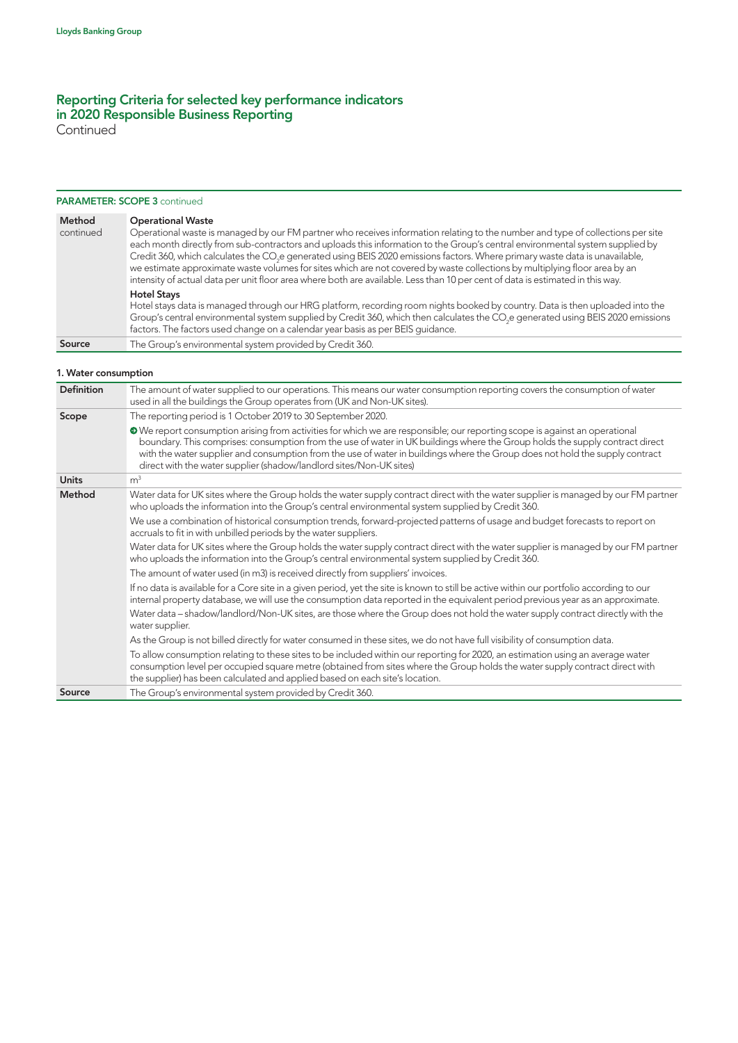## Reporting Criteria for selected key performance indicators in 2020 Responsible Business Reporting
Continued

**PARAMETER: SCOPE 3** continued

| | |
|---|---|
| **Method** continued | **Operational Waste**<br>Operational waste is managed by our FM partner who receives information relating to the number and type of collections per site each month directly from sub-contractors and uploads this information to the Group's central environmental system supplied by Credit 360, which calculates the $CO_2e$ generated using BEIS 2020 emissions factors. Where primary waste data is unavailable, we estimate approximate waste volumes for sites which are not covered by waste collections by multiplying floor area by an intensity of actual data per unit floor area where both are available. Less than 10 per cent of data is estimated in this way.<br>**Hotel Stays**<br>Hotel stays data is managed through our HRG platform, recording room nights booked by country. Data is then uploaded into the Group's central environmental system supplied by Credit 360, which then calculates the $CO_2e$ generated using BEIS 2020 emissions factors. The factors used change on a calendar year basis as per BEIS guidance. |
| **Source** | The Group's environmental system provided by Credit 360. |

**1. Water consumption**

| | |
|---|---|
| **Definition** | The amount of water supplied to our operations. This means our water consumption reporting covers the consumption of water used in all the buildings the Group operates from (UK and Non-UK sites). |
| **Scope** | The reporting period is 1 October 2019 to 30 September 2020.<br>➔ We report consumption arising from activities for which we are responsible; our reporting scope is against an operational boundary. This comprises: consumption from the use of water in UK buildings where the Group holds the supply contract direct with the water supplier and consumption from the use of water in buildings where the Group does not hold the supply contract direct with the water supplier (shadow/landlord sites/Non-UK sites) |
| **Units** | $m^3$ |
| **Method** | Water data for UK sites where the Group holds the water supply contract direct with the water supplier is managed by our FM partner who uploads the information into the Group's central environmental system supplied by Credit 360.<br>We use a combination of historical consumption trends, forward-projected patterns of usage and budget forecasts to report on accruals to fit in with unbilled periods by the water suppliers.<br>Water data for UK sites where the Group holds the water supply contract direct with the water supplier is managed by our FM partner who uploads the information into the Group's central environmental system supplied by Credit 360.<br>The amount of water used (in m3) is received directly from suppliers' invoices.<br>If no data is available for a Core site in a given period, yet the site is known to still be active within our portfolio according to our internal property database, we will use the consumption data reported in the equivalent period previous year as an approximate.<br>Water data – shadow/landlord/Non-UK sites, are those where the Group does not hold the water supply contract directly with the water supplier.<br>As the Group is not billed directly for water consumed in these sites, we do not have full visibility of consumption data.<br>To allow consumption relating to these sites to be included within our reporting for 2020, an estimation using an average water consumption level per occupied square metre (obtained from sites where the Group holds the water supply contract direct with the supplier) has been calculated and applied based on each site's location. |
| **Source** | The Group's environmental system provided by Credit 360. |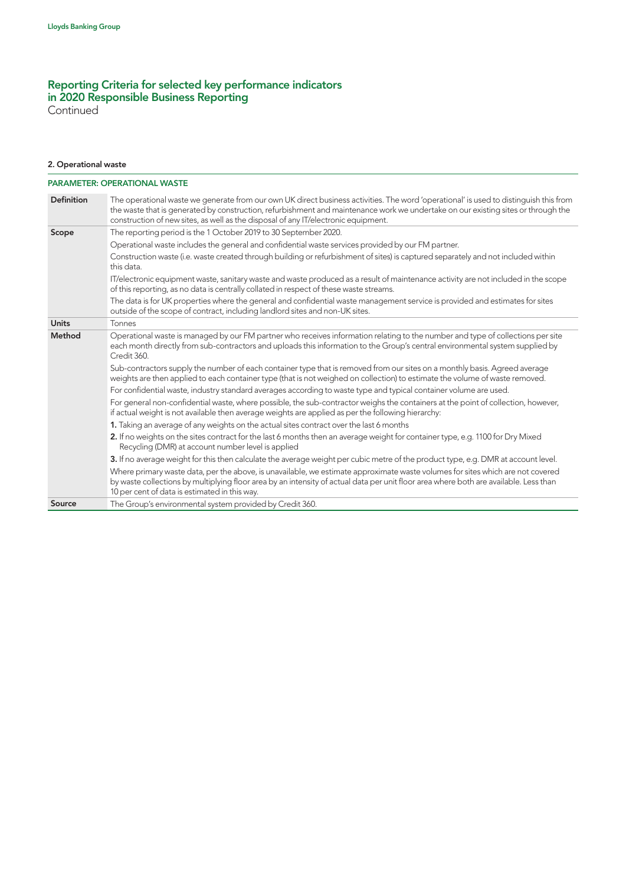# Reporting Criteria for selected key performance indicators in 2020 Responsible Business Reporting
Continued

### 2. Operational waste

| PARAMETER: OPERATIONAL WASTE | |
|---|---|
| **Definition** | The operational waste we generate from our own UK direct business activities. The word 'operational' is used to distinguish this from the waste that is generated by construction, refurbishment and maintenance work we undertake on our existing sites or through the construction of new sites, as well as the disposal of any IT/electronic equipment. |
| **Scope** | The reporting period is the 1 October 2019 to 30 September 2020.<br><br>Operational waste includes the general and confidential waste services provided by our FM partner.<br><br>Construction waste (i.e. waste created through building or refurbishment of sites) is captured separately and not included within this data.<br><br>IT/electronic equipment waste, sanitary waste and waste produced as a result of maintenance activity are not included in the scope of this reporting, as no data is centrally collated in respect of these waste streams.<br><br>The data is for UK properties where the general and confidential waste management service is provided and estimates for sites outside of the scope of contract, including landlord sites and non-UK sites. |
| **Units** | Tonnes |
| **Method** | Operational waste is managed by our FM partner who receives information relating to the number and type of collections per site each month directly from sub-contractors and uploads this information to the Group's central environmental system supplied by Credit 360.<br><br>Sub-contractors supply the number of each container type that is removed from our sites on a monthly basis. Agreed average weights are then applied to each container type (that is not weighed on collection) to estimate the volume of waste removed.<br><br>For confidential waste, industry standard averages according to waste type and typical container volume are used.<br><br>For general non-confidential waste, where possible, the sub-contractor weighs the containers at the point of collection, however, if actual weight is not available then average weights are applied as per the following hierarchy:<br><br>**1.** Taking an average of any weights on the actual sites contract over the last 6 months<br><br>**2.** If no weights on the sites contract for the last 6 months then an average weight for container type, e.g. 1100 for Dry Mixed Recycling (DMR) at account number level is applied<br><br>**3.** If no average weight for this then calculate the average weight per cubic metre of the product type, e.g. DMR at account level.<br><br>Where primary waste data, per the above, is unavailable, we estimate approximate waste volumes for sites which are not covered by waste collections by multiplying floor area by an intensity of actual data per unit floor area where both are available. Less than 10 per cent of data is estimated in this way. |
| **Source** | The Group's environmental system provided by Credit 360. |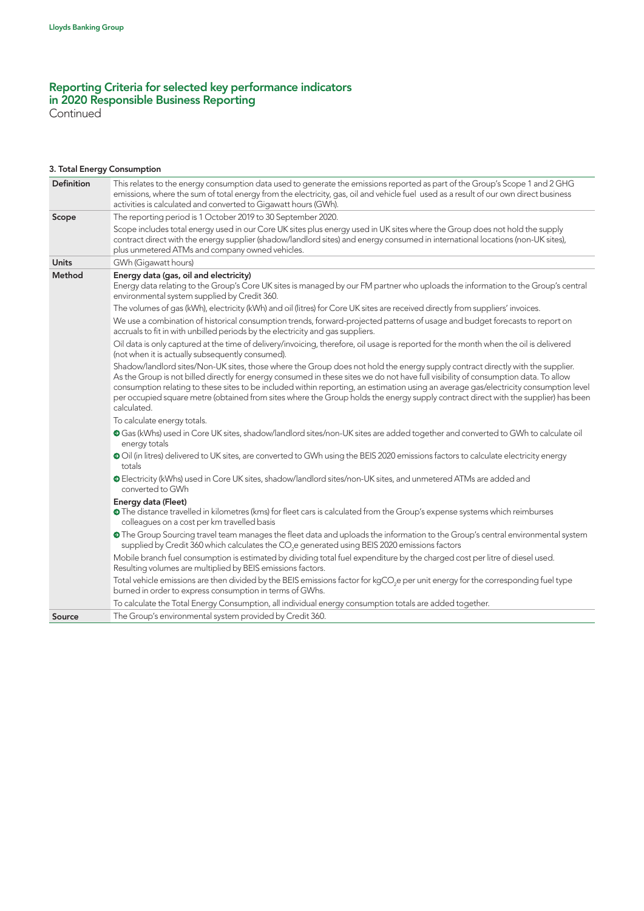## Reporting Criteria for selected key performance indicators in 2020 Responsible Business Reporting

Continued

### 3. Total Energy Consumption

| | |
|---|---|
| **Definition** | This relates to the energy consumption data used to generate the emissions reported as part of the Group's Scope 1 and 2 GHG emissions, where the sum of total energy from the electricity, gas, oil and vehicle fuel used as a result of our own direct business activities is calculated and converted to Gigawatt hours (GWh). |
| **Scope** | The reporting period is 1 October 2019 to 30 September 2020.<br>Scope includes total energy used in our Core UK sites plus energy used in UK sites where the Group does not hold the supply contract direct with the energy supplier (shadow/landlord sites) and energy consumed in international locations (non-UK sites), plus unmetered ATMs and company owned vehicles. |
| **Units** | GWh (Gigawatt hours) |
| **Method** | **Energy data (gas, oil and electricity)**<br>Energy data relating to the Group's Core UK sites is managed by our FM partner who uploads the information to the Group's central environmental system supplied by Credit 360.<br>The volumes of gas (kWh), electricity (kWh) and oil (litres) for Core UK sites are received directly from suppliers' invoices.<br>We use a combination of historical consumption trends, forward-projected patterns of usage and budget forecasts to report on accruals to fit in with unbilled periods by the electricity and gas suppliers.<br>Oil data is only captured at the time of delivery/invoicing, therefore, oil usage is reported for the month when the oil is delivered (not when it is actually subsequently consumed).<br>Shadow/landlord sites/Non-UK sites, those where the Group does not hold the energy supply contract directly with the supplier. As the Group is not billed directly for energy consumed in these sites we do not have full visibility of consumption data. To allow consumption relating to these sites to be included within reporting, an estimation using an average gas/electricity consumption level per occupied square metre (obtained from sites where the Group holds the energy supply contract direct with the supplier) has been calculated.<br>To calculate energy totals.<br>• Gas (kWhs) used in Core UK sites, shadow/landlord sites/non-UK sites are added together and converted to GWh to calculate oil energy totals<br>• Oil (in litres) delivered to UK sites, are converted to GWh using the BEIS 2020 emissions factors to calculate electricity energy totals<br>• Electricity (kWhs) used in Core UK sites, shadow/landlord sites/non-UK sites, and unmetered ATMs are added and converted to GWh<br>**Energy data (Fleet)**<br>• The distance travelled in kilometres (kms) for fleet cars is calculated from the Group's expense systems which reimburses colleagues on a cost per km travelled basis<br>• The Group Sourcing travel team manages the fleet data and uploads the information to the Group's central environmental system supplied by Credit 360 which calculates the $CO_2e$ generated using BEIS 2020 emissions factors<br>Mobile branch fuel consumption is estimated by dividing total fuel expenditure by the charged cost per litre of diesel used. Resulting volumes are multiplied by BEIS emissions factors.<br>Total vehicle emissions are then divided by the BEIS emissions factor for $kgCO_2e$ per unit energy for the corresponding fuel type burned in order to express consumption in terms of GWhs.<br>To calculate the Total Energy Consumption, all individual energy consumption totals are added together. |
| **Source** | The Group's environmental system provided by Credit 360. |